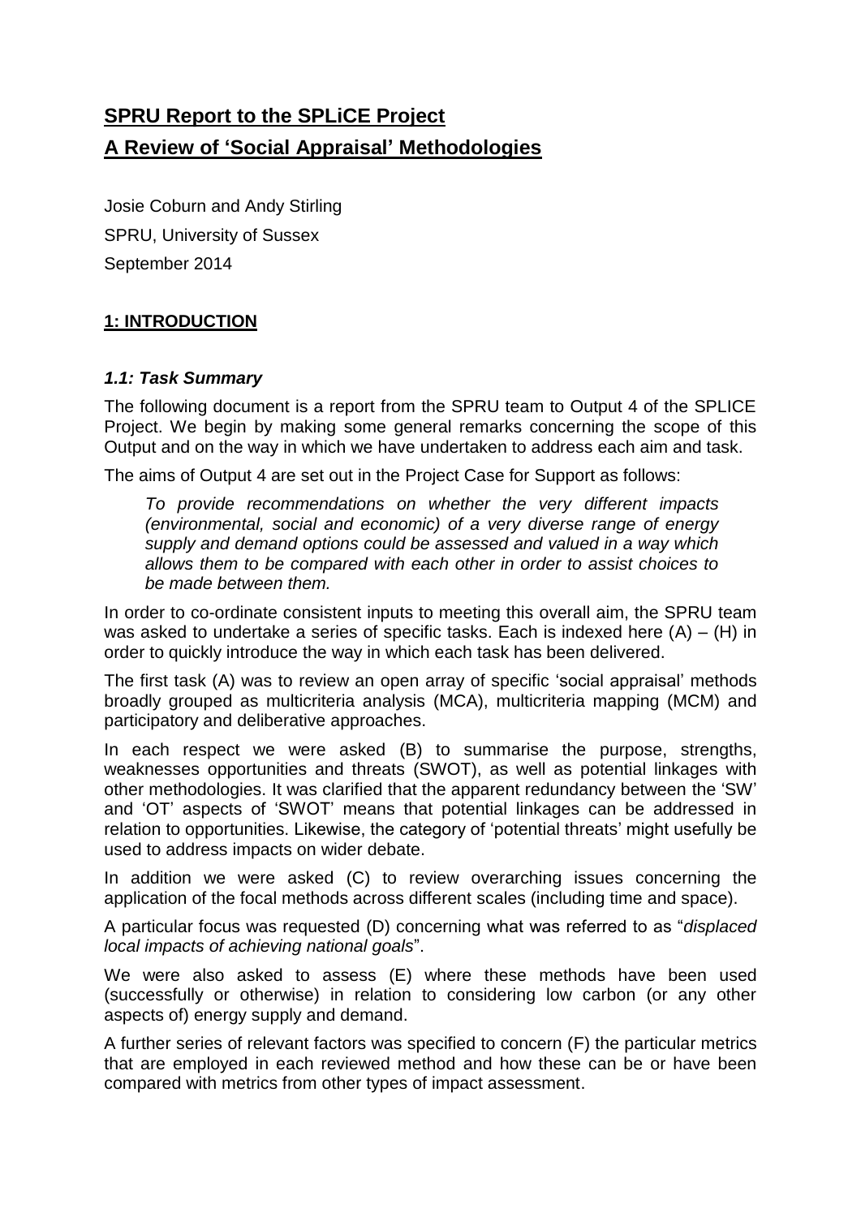# **SPRU Report to the SPLiCE Project**

# **A Review of 'Social Appraisal' Methodologies**

Josie Coburn and Andy Stirling

SPRU, University of Sussex

September 2014

## **1: INTRODUCTION**

### ***1.1: Task Summary***

The following document is a report from the SPRU team to Output 4 of the SPLICE Project. We begin by making some general remarks concerning the scope of this Output and on the way in which we have undertaken to address each aim and task.

The aims of Output 4 are set out in the Project Case for Support as follows:

> *To provide recommendations on whether the very different impacts (environmental, social and economic) of a very diverse range of energy supply and demand options could be assessed and valued in a way which allows them to be compared with each other in order to assist choices to be made between them.*

In order to co-ordinate consistent inputs to meeting this overall aim, the SPRU team was asked to undertake a series of specific tasks. Each is indexed here (A) – (H) in order to quickly introduce the way in which each task has been delivered.

The first task (A) was to review an open array of specific 'social appraisal' methods broadly grouped as multicriteria analysis (MCA), multicriteria mapping (MCM) and participatory and deliberative approaches.

In each respect we were asked (B) to summarise the purpose, strengths, weaknesses opportunities and threats (SWOT), as well as potential linkages with other methodologies. It was clarified that the apparent redundancy between the 'SW' and 'OT' aspects of 'SWOT' means that potential linkages can be addressed in relation to opportunities. Likewise, the category of 'potential threats' might usefully be used to address impacts on wider debate.

In addition we were asked (C) to review overarching issues concerning the application of the focal methods across different scales (including time and space).

A particular focus was requested (D) concerning what was referred to as "*displaced local impacts of achieving national goals*".

We were also asked to assess (E) where these methods have been used (successfully or otherwise) in relation to considering low carbon (or any other aspects of) energy supply and demand.

A further series of relevant factors was specified to concern (F) the particular metrics that are employed in each reviewed method and how these can be or have been compared with metrics from other types of impact assessment.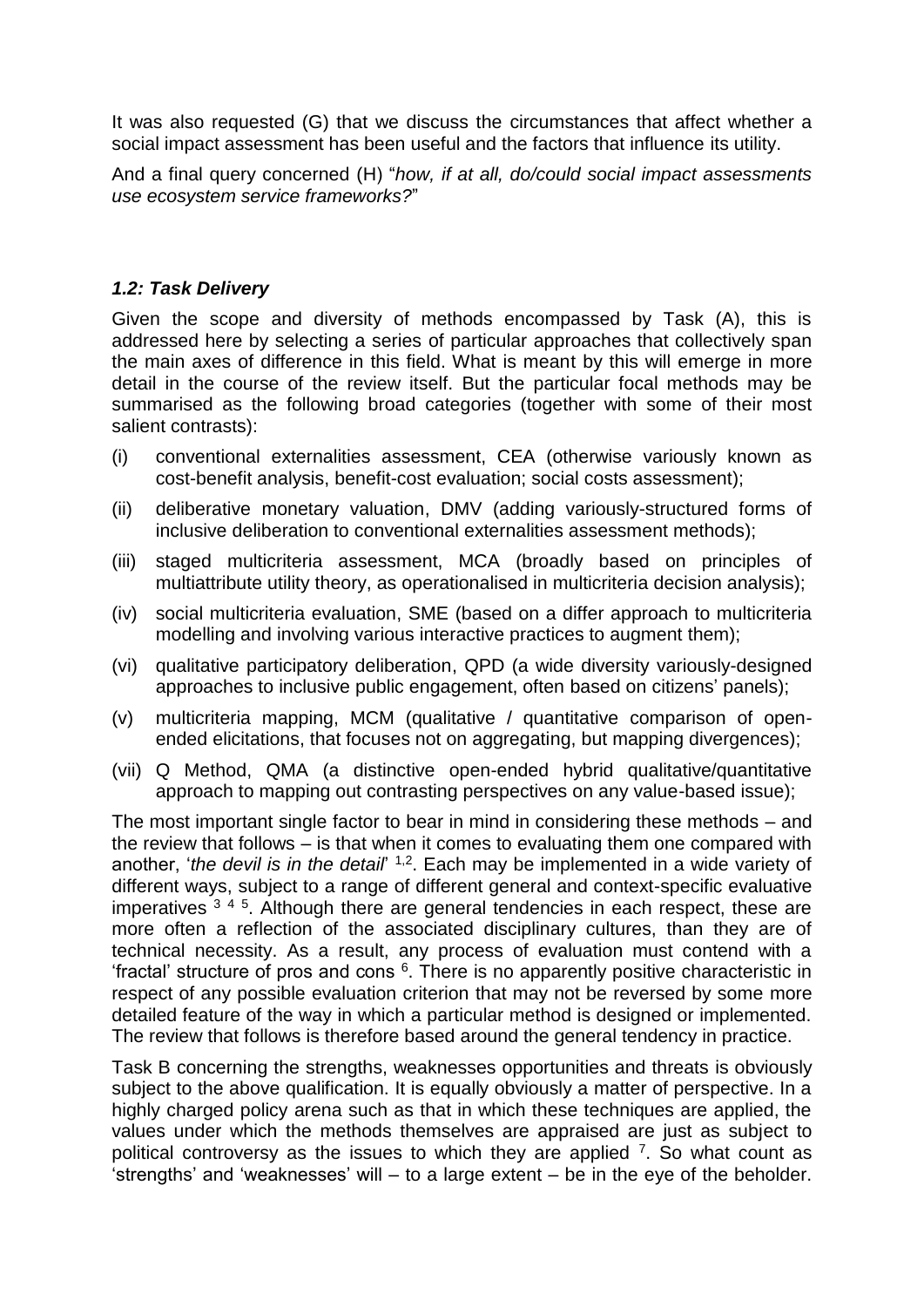It was also requested (G) that we discuss the circumstances that affect whether a social impact assessment has been useful and the factors that influence its utility.

And a final query concerned (H) "*how, if at all, do/could social impact assessments use ecosystem service frameworks?*"

### *1.2: Task Delivery*

Given the scope and diversity of methods encompassed by Task (A), this is addressed here by selecting a series of particular approaches that collectively span the main axes of difference in this field. What is meant by this will emerge in more detail in the course of the review itself. But the particular focal methods may be summarised as the following broad categories (together with some of their most salient contrasts):

(i) conventional externalities assessment, CEA (otherwise variously known as cost-benefit analysis, benefit-cost evaluation; social costs assessment);

(ii) deliberative monetary valuation, DMV (adding variously-structured forms of inclusive deliberation to conventional externalities assessment methods);

(iii) staged multicriteria assessment, MCA (broadly based on principles of multiattribute utility theory, as operationalised in multicriteria decision analysis);

(iv) social multicriteria evaluation, SME (based on a differ approach to multicriteria modelling and involving various interactive practices to augment them);

(vi) qualitative participatory deliberation, QPD (a wide diversity variously-designed approaches to inclusive public engagement, often based on citizens' panels);

(v) multicriteria mapping, MCM (qualitative / quantitative comparison of open-ended elicitations, that focuses not on aggregating, but mapping divergences);

(vii) Q Method, QMA (a distinctive open-ended hybrid qualitative/quantitative approach to mapping out contrasting perspectives on any value-based issue);

The most important single factor to bear in mind in considering these methods – and the review that follows – is that when it comes to evaluating them one compared with another, '*the devil is in the detail*' [1,2]. Each may be implemented in a wide variety of different ways, subject to a range of different general and context-specific evaluative imperatives [3] [4] [5]. Although there are general tendencies in each respect, these are more often a reflection of the associated disciplinary cultures, than they are of technical necessity. As a result, any process of evaluation must contend with a 'fractal' structure of pros and cons [6]. There is no apparently positive characteristic in respect of any possible evaluation criterion that may not be reversed by some more detailed feature of the way in which a particular method is designed or implemented. The review that follows is therefore based around the general tendency in practice.

Task B concerning the strengths, weaknesses opportunities and threats is obviously subject to the above qualification. It is equally obviously a matter of perspective. In a highly charged policy arena such as that in which these techniques are applied, the values under which the methods themselves are appraised are just as subject to political controversy as the issues to which they are applied [7]. So what count as 'strengths' and 'weaknesses' will – to a large extent – be in the eye of the beholder.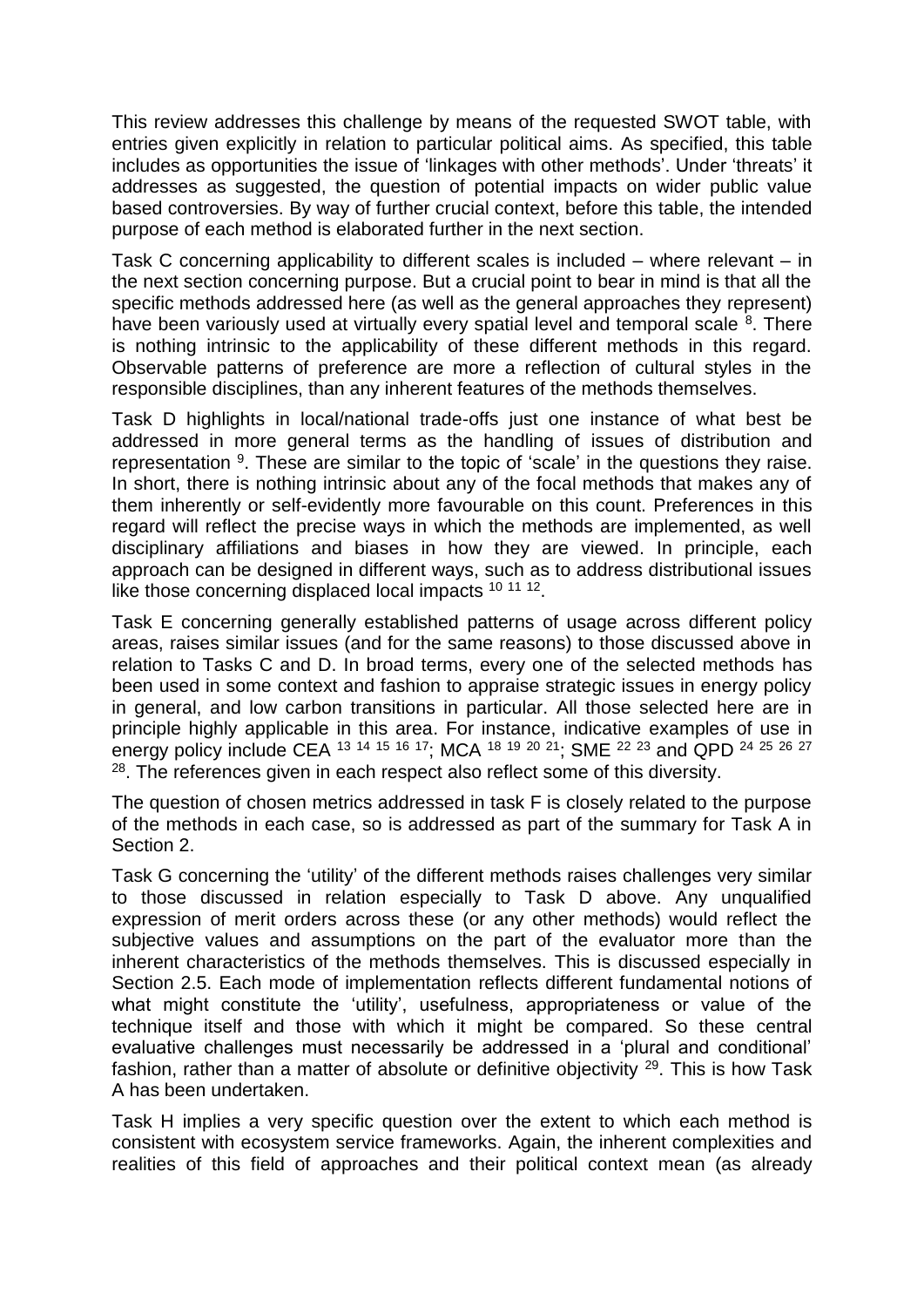This review addresses this challenge by means of the requested SWOT table, with entries given explicitly in relation to particular political aims. As specified, this table includes as opportunities the issue of 'linkages with other methods'. Under 'threats' it addresses as suggested, the question of potential impacts on wider public value based controversies. By way of further crucial context, before this table, the intended purpose of each method is elaborated further in the next section.

Task C concerning applicability to different scales is included – where relevant – in the next section concerning purpose. But a crucial point to bear in mind is that all the specific methods addressed here (as well as the general approaches they represent) have been variously used at virtually every spatial level and temporal scale [8]. There is nothing intrinsic to the applicability of these different methods in this regard. Observable patterns of preference are more a reflection of cultural styles in the responsible disciplines, than any inherent features of the methods themselves.

Task D highlights in local/national trade-offs just one instance of what best be addressed in more general terms as the handling of issues of distribution and representation [9]. These are similar to the topic of 'scale' in the questions they raise. In short, there is nothing intrinsic about any of the focal methods that makes any of them inherently or self-evidently more favourable on this count. Preferences in this regard will reflect the precise ways in which the methods are implemented, as well disciplinary affiliations and biases in how they are viewed. In principle, each approach can be designed in different ways, such as to address distributional issues like those concerning displaced local impacts [10 11 12].

Task E concerning generally established patterns of usage across different policy areas, raises similar issues (and for the same reasons) to those discussed above in relation to Tasks C and D. In broad terms, every one of the selected methods has been used in some context and fashion to appraise strategic issues in energy policy in general, and low carbon transitions in particular. All those selected here are in principle highly applicable in this area. For instance, indicative examples of use in energy policy include CEA [13 14 15 16 17]; MCA [18 19 20 21]; SME [22 23] and QPD [24 25 26 27 28]. The references given in each respect also reflect some of this diversity.

The question of chosen metrics addressed in task F is closely related to the purpose of the methods in each case, so is addressed as part of the summary for Task A in Section 2.

Task G concerning the 'utility' of the different methods raises challenges very similar to those discussed in relation especially to Task D above. Any unqualified expression of merit orders across these (or any other methods) would reflect the subjective values and assumptions on the part of the evaluator more than the inherent characteristics of the methods themselves. This is discussed especially in Section 2.5. Each mode of implementation reflects different fundamental notions of what might constitute the 'utility', usefulness, appropriateness or value of the technique itself and those with which it might be compared. So these central evaluative challenges must necessarily be addressed in a 'plural and conditional' fashion, rather than a matter of absolute or definitive objectivity [29]. This is how Task A has been undertaken.

Task H implies a very specific question over the extent to which each method is consistent with ecosystem service frameworks. Again, the inherent complexities and realities of this field of approaches and their political context mean (as already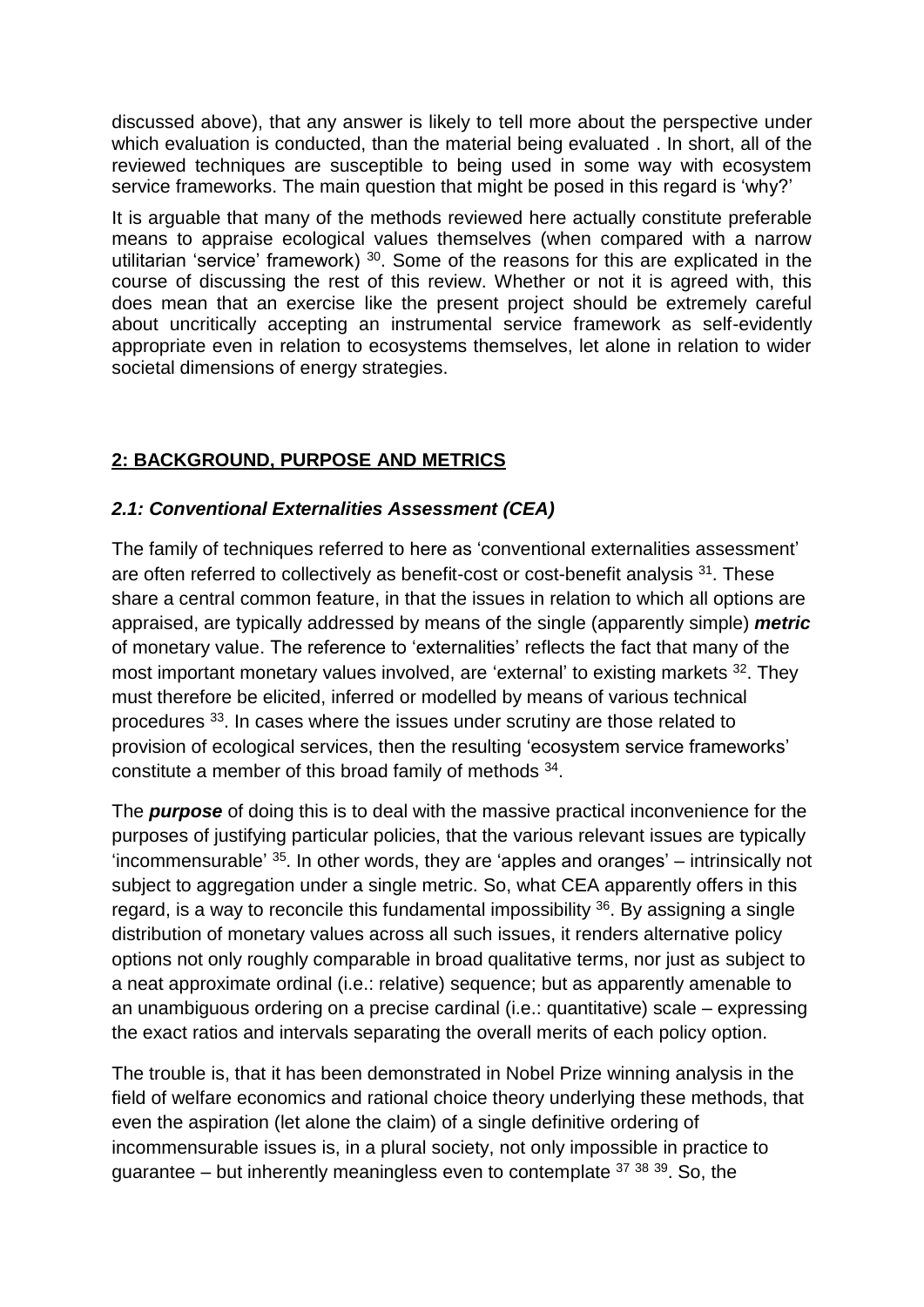discussed above), that any answer is likely to tell more about the perspective under which evaluation is conducted, than the material being evaluated . In short, all of the reviewed techniques are susceptible to being used in some way with ecosystem service frameworks. The main question that might be posed in this regard is 'why?'

It is arguable that many of the methods reviewed here actually constitute preferable means to appraise ecological values themselves (when compared with a narrow utilitarian 'service' framework) [30]. Some of the reasons for this are explicated in the course of discussing the rest of this review. Whether or not it is agreed with, this does mean that an exercise like the present project should be extremely careful about uncritically accepting an instrumental service framework as self-evidently appropriate even in relation to ecosystems themselves, let alone in relation to wider societal dimensions of energy strategies.

## 2: BACKGROUND, PURPOSE AND METRICS

### *2.1: Conventional Externalities Assessment (CEA)*

The family of techniques referred to here as 'conventional externalities assessment' are often referred to collectively as benefit-cost or cost-benefit analysis [31]. These share a central common feature, in that the issues in relation to which all options are appraised, are typically addressed by means of the single (apparently simple) ***metric*** of monetary value. The reference to 'externalities' reflects the fact that many of the most important monetary values involved, are 'external' to existing markets [32]. They must therefore be elicited, inferred or modelled by means of various technical procedures [33]. In cases where the issues under scrutiny are those related to provision of ecological services, then the resulting 'ecosystem service frameworks' constitute a member of this broad family of methods [34].

The ***purpose*** of doing this is to deal with the massive practical inconvenience for the purposes of justifying particular policies, that the various relevant issues are typically 'incommensurable' [35]. In other words, they are 'apples and oranges' – intrinsically not subject to aggregation under a single metric. So, what CEA apparently offers in this regard, is a way to reconcile this fundamental impossibility [36]. By assigning a single distribution of monetary values across all such issues, it renders alternative policy options not only roughly comparable in broad qualitative terms, nor just as subject to a neat approximate ordinal (i.e.: relative) sequence; but as apparently amenable to an unambiguous ordering on a precise cardinal (i.e.: quantitative) scale – expressing the exact ratios and intervals separating the overall merits of each policy option.

The trouble is, that it has been demonstrated in Nobel Prize winning analysis in the field of welfare economics and rational choice theory underlying these methods, that even the aspiration (let alone the claim) of a single definitive ordering of incommensurable issues is, in a plural society, not only impossible in practice to guarantee – but inherently meaningless even to contemplate [37 38 39]. So, the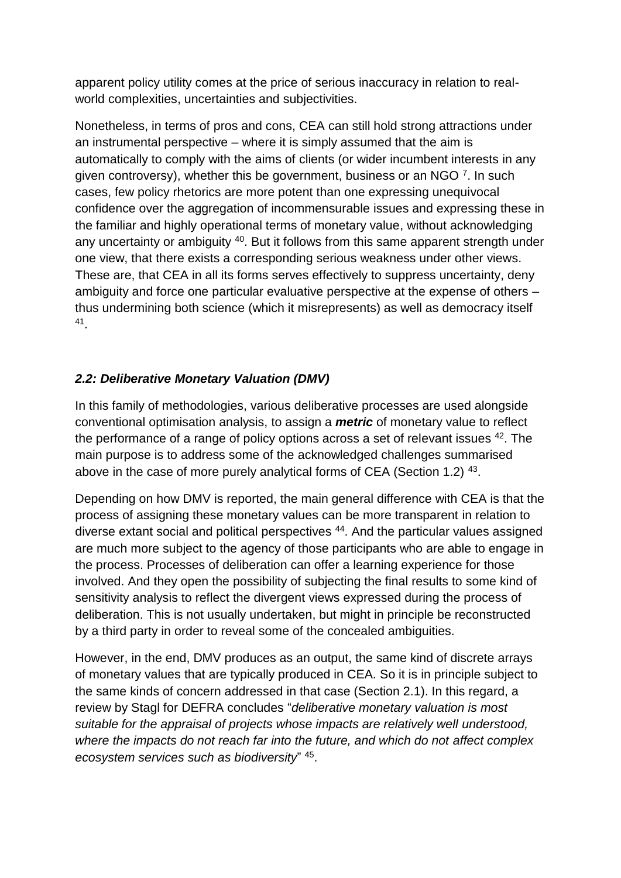apparent policy utility comes at the price of serious inaccuracy in relation to real-world complexities, uncertainties and subjectivities.

Nonetheless, in terms of pros and cons, CEA can still hold strong attractions under an instrumental perspective – where it is simply assumed that the aim is automatically to comply with the aims of clients (or wider incumbent interests in any given controversy), whether this be government, business or an NGO [7]. In such cases, few policy rhetorics are more potent than one expressing unequivocal confidence over the aggregation of incommensurable issues and expressing these in the familiar and highly operational terms of monetary value, without acknowledging any uncertainty or ambiguity [40]. But it follows from this same apparent strength under one view, that there exists a corresponding serious weakness under other views. These are, that CEA in all its forms serves effectively to suppress uncertainty, deny ambiguity and force one particular evaluative perspective at the expense of others – thus undermining both science (which it misrepresents) as well as democracy itself [41].

### *2.2: Deliberative Monetary Valuation (DMV)*

In this family of methodologies, various deliberative processes are used alongside conventional optimisation analysis, to assign a ***metric*** of monetary value to reflect the performance of a range of policy options across a set of relevant issues [42]. The main purpose is to address some of the acknowledged challenges summarised above in the case of more purely analytical forms of CEA (Section 1.2) [43].

Depending on how DMV is reported, the main general difference with CEA is that the process of assigning these monetary values can be more transparent in relation to diverse extant social and political perspectives [44]. And the particular values assigned are much more subject to the agency of those participants who are able to engage in the process. Processes of deliberation can offer a learning experience for those involved. And they open the possibility of subjecting the final results to some kind of sensitivity analysis to reflect the divergent views expressed during the process of deliberation. This is not usually undertaken, but might in principle be reconstructed by a third party in order to reveal some of the concealed ambiguities.

However, in the end, DMV produces as an output, the same kind of discrete arrays of monetary values that are typically produced in CEA. So it is in principle subject to the same kinds of concern addressed in that case (Section 2.1). In this regard, a review by Stagl for DEFRA concludes "*deliberative monetary valuation is most suitable for the appraisal of projects whose impacts are relatively well understood, where the impacts do not reach far into the future, and which do not affect complex ecosystem services such as biodiversity*" [45].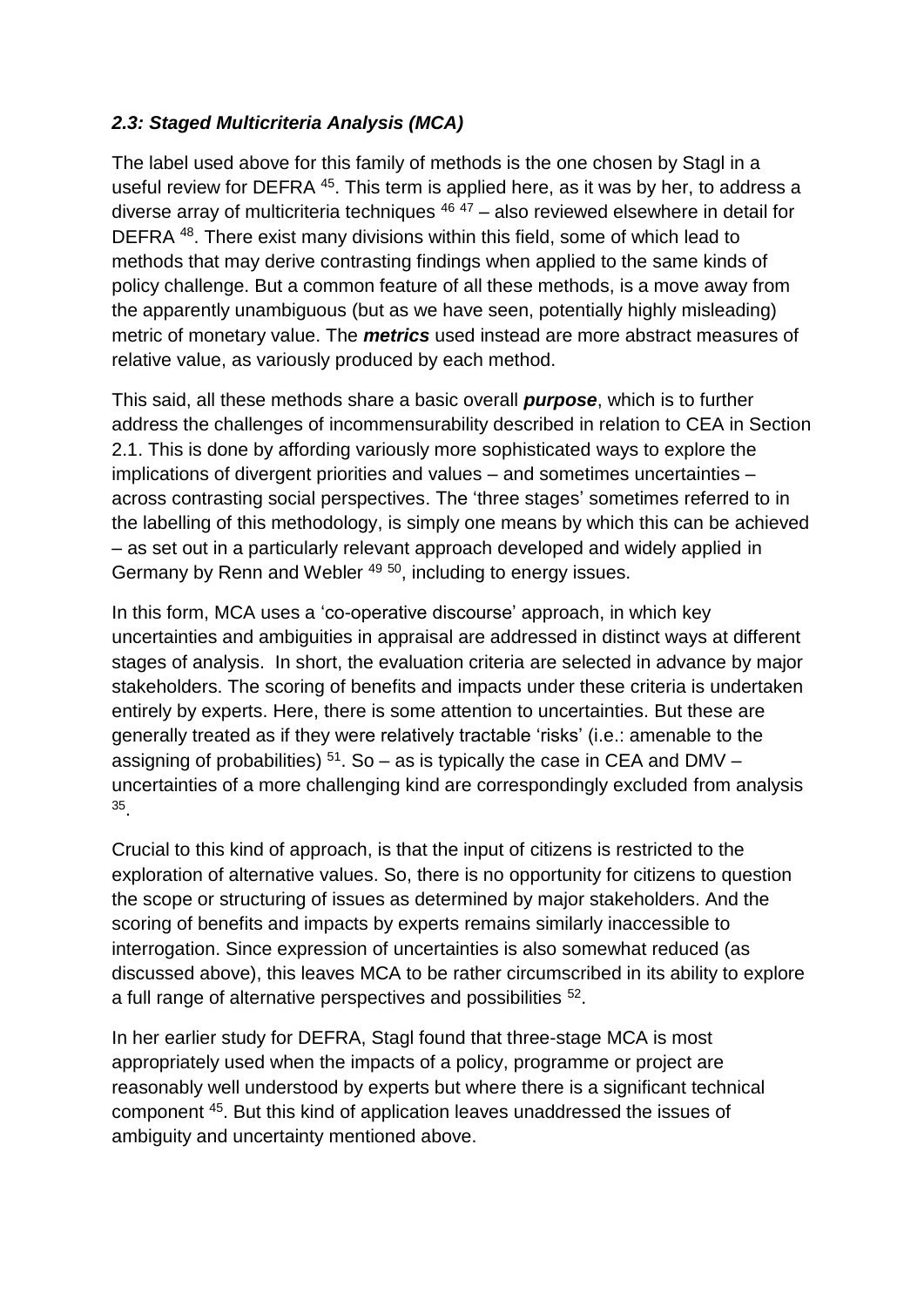### *2.3: Staged Multicriteria Analysis (MCA)*

The label used above for this family of methods is the one chosen by Stagl in a useful review for DEFRA [45]. This term is applied here, as it was by her, to address a diverse array of multicriteria techniques [46] [47] – also reviewed elsewhere in detail for DEFRA [48]. There exist many divisions within this field, some of which lead to methods that may derive contrasting findings when applied to the same kinds of policy challenge. But a common feature of all these methods, is a move away from the apparently unambiguous (but as we have seen, potentially highly misleading) metric of monetary value. The ***metrics*** used instead are more abstract measures of relative value, as variously produced by each method.

This said, all these methods share a basic overall ***purpose***, which is to further address the challenges of incommensurability described in relation to CEA in Section 2.1. This is done by affording variously more sophisticated ways to explore the implications of divergent priorities and values – and sometimes uncertainties – across contrasting social perspectives. The 'three stages' sometimes referred to in the labelling of this methodology, is simply one means by which this can be achieved – as set out in a particularly relevant approach developed and widely applied in Germany by Renn and Webler [49] [50], including to energy issues.

In this form, MCA uses a 'co-operative discourse' approach, in which key uncertainties and ambiguities in appraisal are addressed in distinct ways at different stages of analysis. In short, the evaluation criteria are selected in advance by major stakeholders. The scoring of benefits and impacts under these criteria is undertaken entirely by experts. Here, there is some attention to uncertainties. But these are generally treated as if they were relatively tractable 'risks' (i.e.: amenable to the assigning of probabilities) [51]. So – as is typically the case in CEA and DMV – uncertainties of a more challenging kind are correspondingly excluded from analysis [35].

Crucial to this kind of approach, is that the input of citizens is restricted to the exploration of alternative values. So, there is no opportunity for citizens to question the scope or structuring of issues as determined by major stakeholders. And the scoring of benefits and impacts by experts remains similarly inaccessible to interrogation. Since expression of uncertainties is also somewhat reduced (as discussed above), this leaves MCA to be rather circumscribed in its ability to explore a full range of alternative perspectives and possibilities [52].

In her earlier study for DEFRA, Stagl found that three-stage MCA is most appropriately used when the impacts of a policy, programme or project are reasonably well understood by experts but where there is a significant technical component [45]. But this kind of application leaves unaddressed the issues of ambiguity and uncertainty mentioned above.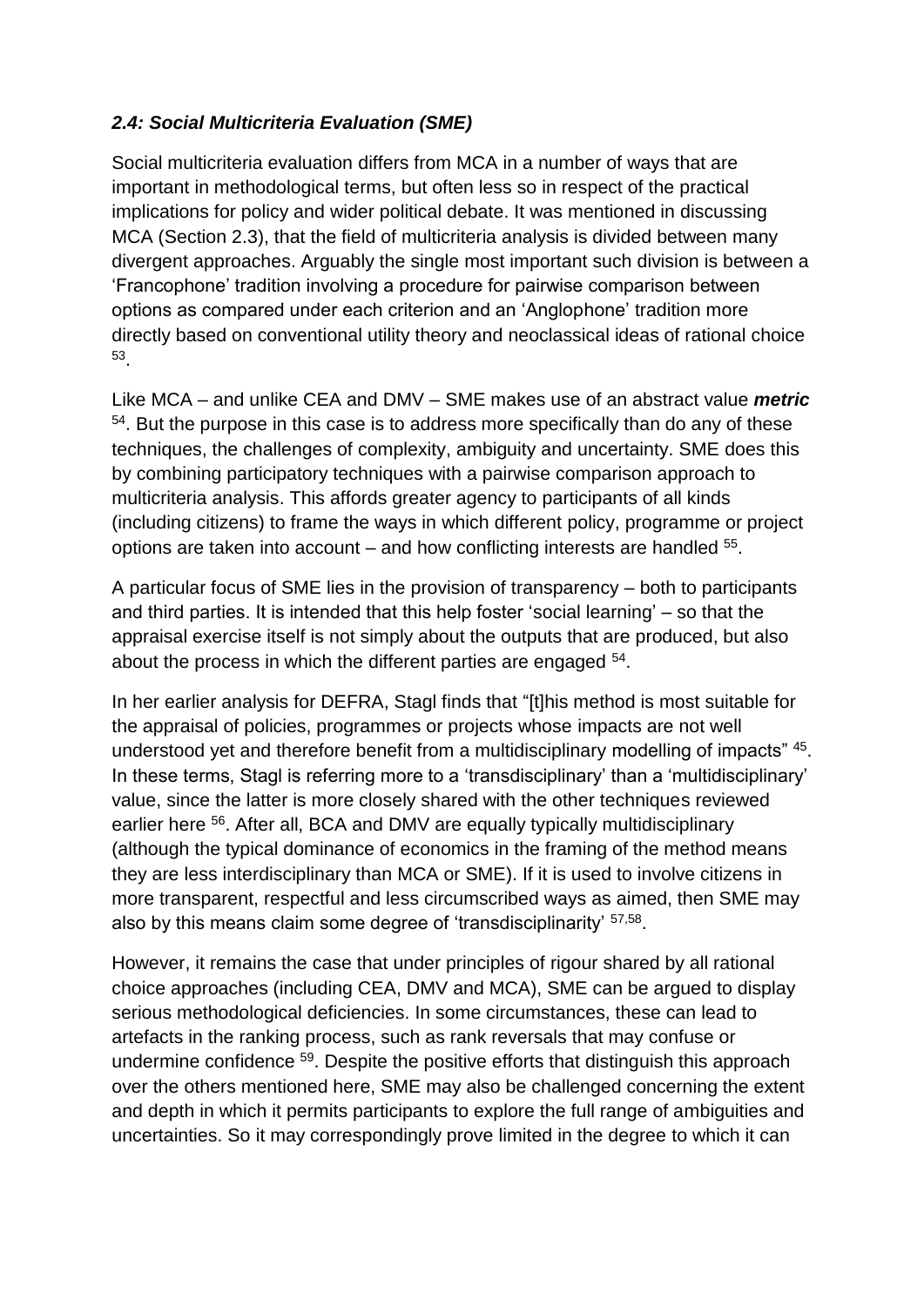### *2.4: Social Multicriteria Evaluation (SME)*

Social multicriteria evaluation differs from MCA in a number of ways that are important in methodological terms, but often less so in respect of the practical implications for policy and wider political debate. It was mentioned in discussing MCA (Section 2.3), that the field of multicriteria analysis is divided between many divergent approaches. Arguably the single most important such division is between a 'Francophone' tradition involving a procedure for pairwise comparison between options as compared under each criterion and an 'Anglophone' tradition more directly based on conventional utility theory and neoclassical ideas of rational choice [53].

Like MCA – and unlike CEA and DMV – SME makes use of an abstract value ***metric*** [54]. But the purpose in this case is to address more specifically than do any of these techniques, the challenges of complexity, ambiguity and uncertainty. SME does this by combining participatory techniques with a pairwise comparison approach to multicriteria analysis. This affords greater agency to participants of all kinds (including citizens) to frame the ways in which different policy, programme or project options are taken into account – and how conflicting interests are handled [55].

A particular focus of SME lies in the provision of transparency – both to participants and third parties. It is intended that this help foster 'social learning' – so that the appraisal exercise itself is not simply about the outputs that are produced, but also about the process in which the different parties are engaged [54].

In her earlier analysis for DEFRA, Stagl finds that "[t]his method is most suitable for the appraisal of policies, programmes or projects whose impacts are not well understood yet and therefore benefit from a multidisciplinary modelling of impacts" [45]. In these terms, Stagl is referring more to a 'transdisciplinary' than a 'multidisciplinary' value, since the latter is more closely shared with the other techniques reviewed earlier here [56]. After all, BCA and DMV are equally typically multidisciplinary (although the typical dominance of economics in the framing of the method means they are less interdisciplinary than MCA or SME). If it is used to involve citizens in more transparent, respectful and less circumscribed ways as aimed, then SME may also by this means claim some degree of 'transdisciplinarity' [57,58].

However, it remains the case that under principles of rigour shared by all rational choice approaches (including CEA, DMV and MCA), SME can be argued to display serious methodological deficiencies. In some circumstances, these can lead to artefacts in the ranking process, such as rank reversals that may confuse or undermine confidence [59]. Despite the positive efforts that distinguish this approach over the others mentioned here, SME may also be challenged concerning the extent and depth in which it permits participants to explore the full range of ambiguities and uncertainties. So it may correspondingly prove limited in the degree to which it can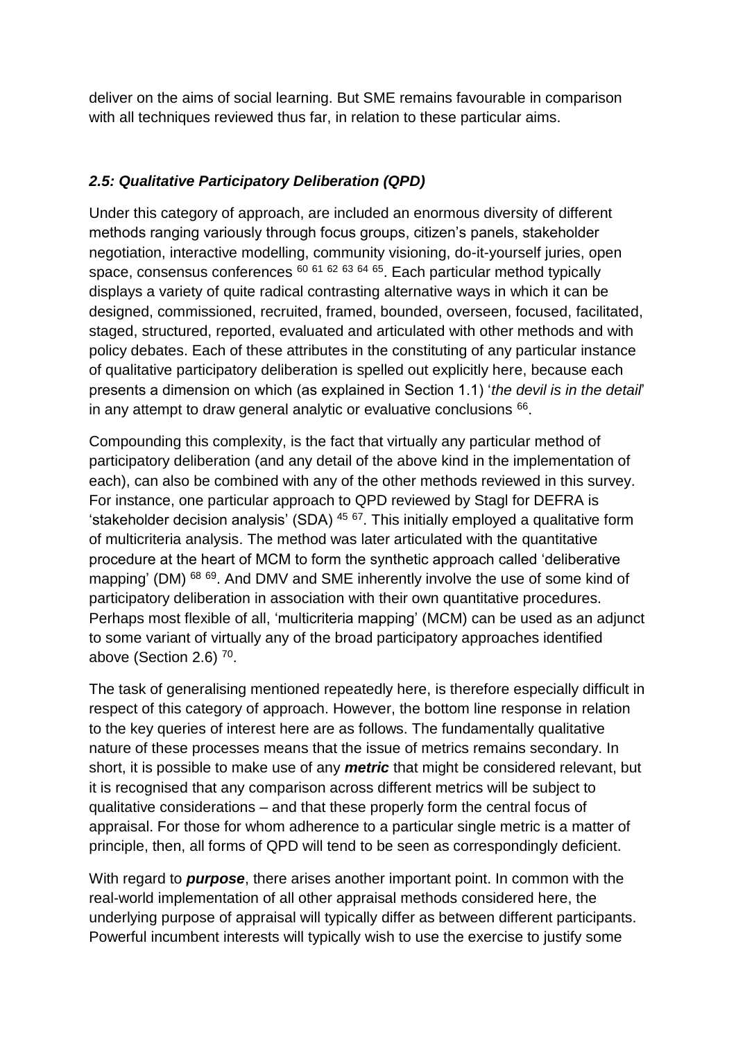deliver on the aims of social learning. But SME remains favourable in comparison with all techniques reviewed thus far, in relation to these particular aims.

### *2.5: Qualitative Participatory Deliberation (QPD)*

Under this category of approach, are included an enormous diversity of different methods ranging variously through focus groups, citizen's panels, stakeholder negotiation, interactive modelling, community visioning, do-it-yourself juries, open space, consensus conferences [60 61 62 63 64 65]. Each particular method typically displays a variety of quite radical contrasting alternative ways in which it can be designed, commissioned, recruited, framed, bounded, overseen, focused, facilitated, staged, structured, reported, evaluated and articulated with other methods and with policy debates. Each of these attributes in the constituting of any particular instance of qualitative participatory deliberation is spelled out explicitly here, because each presents a dimension on which (as explained in Section 1.1) '*the devil is in the detail*' in any attempt to draw general analytic or evaluative conclusions [66].

Compounding this complexity, is the fact that virtually any particular method of participatory deliberation (and any detail of the above kind in the implementation of each), can also be combined with any of the other methods reviewed in this survey. For instance, one particular approach to QPD reviewed by Stagl for DEFRA is 'stakeholder decision analysis' (SDA) [45 67]. This initially employed a qualitative form of multicriteria analysis. The method was later articulated with the quantitative procedure at the heart of MCM to form the synthetic approach called 'deliberative mapping' (DM) [68 69]. And DMV and SME inherently involve the use of some kind of participatory deliberation in association with their own quantitative procedures. Perhaps most flexible of all, 'multicriteria mapping' (MCM) can be used as an adjunct to some variant of virtually any of the broad participatory approaches identified above (Section 2.6) [70].

The task of generalising mentioned repeatedly here, is therefore especially difficult in respect of this category of approach. However, the bottom line response in relation to the key queries of interest here are as follows. The fundamentally qualitative nature of these processes means that the issue of metrics remains secondary. In short, it is possible to make use of any ***metric*** that might be considered relevant, but it is recognised that any comparison across different metrics will be subject to qualitative considerations – and that these properly form the central focus of appraisal. For those for whom adherence to a particular single metric is a matter of principle, then, all forms of QPD will tend to be seen as correspondingly deficient.

With regard to ***purpose***, there arises another important point. In common with the real-world implementation of all other appraisal methods considered here, the underlying purpose of appraisal will typically differ as between different participants. Powerful incumbent interests will typically wish to use the exercise to justify some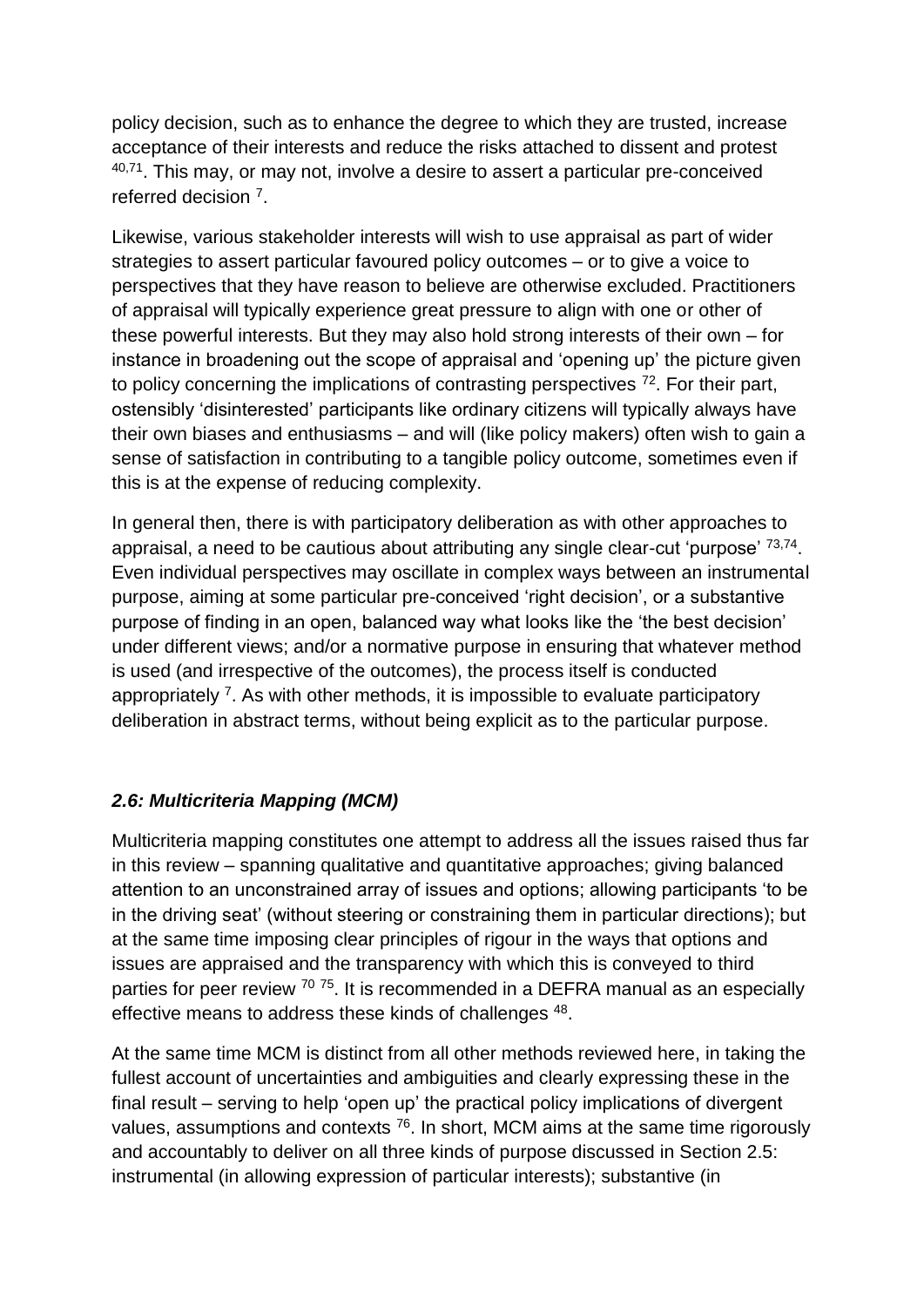policy decision, such as to enhance the degree to which they are trusted, increase acceptance of their interests and reduce the risks attached to dissent and protest [40,71]. This may, or may not, involve a desire to assert a particular pre-conceived referred decision [7].

Likewise, various stakeholder interests will wish to use appraisal as part of wider strategies to assert particular favoured policy outcomes – or to give a voice to perspectives that they have reason to believe are otherwise excluded. Practitioners of appraisal will typically experience great pressure to align with one or other of these powerful interests. But they may also hold strong interests of their own – for instance in broadening out the scope of appraisal and 'opening up' the picture given to policy concerning the implications of contrasting perspectives [72]. For their part, ostensibly 'disinterested' participants like ordinary citizens will typically always have their own biases and enthusiasms – and will (like policy makers) often wish to gain a sense of satisfaction in contributing to a tangible policy outcome, sometimes even if this is at the expense of reducing complexity.

In general then, there is with participatory deliberation as with other approaches to appraisal, a need to be cautious about attributing any single clear-cut 'purpose' [73,74]. Even individual perspectives may oscillate in complex ways between an instrumental purpose, aiming at some particular pre-conceived 'right decision', or a substantive purpose of finding in an open, balanced way what looks like the 'the best decision' under different views; and/or a normative purpose in ensuring that whatever method is used (and irrespective of the outcomes), the process itself is conducted appropriately [7]. As with other methods, it is impossible to evaluate participatory deliberation in abstract terms, without being explicit as to the particular purpose.

### *2.6: Multicriteria Mapping (MCM)*

Multicriteria mapping constitutes one attempt to address all the issues raised thus far in this review – spanning qualitative and quantitative approaches; giving balanced attention to an unconstrained array of issues and options; allowing participants 'to be in the driving seat' (without steering or constraining them in particular directions); but at the same time imposing clear principles of rigour in the ways that options and issues are appraised and the transparency with which this is conveyed to third parties for peer review [70] [75]. It is recommended in a DEFRA manual as an especially effective means to address these kinds of challenges [48].

At the same time MCM is distinct from all other methods reviewed here, in taking the fullest account of uncertainties and ambiguities and clearly expressing these in the final result – serving to help 'open up' the practical policy implications of divergent values, assumptions and contexts [76]. In short, MCM aims at the same time rigorously and accountably to deliver on all three kinds of purpose discussed in Section 2.5: instrumental (in allowing expression of particular interests); substantive (in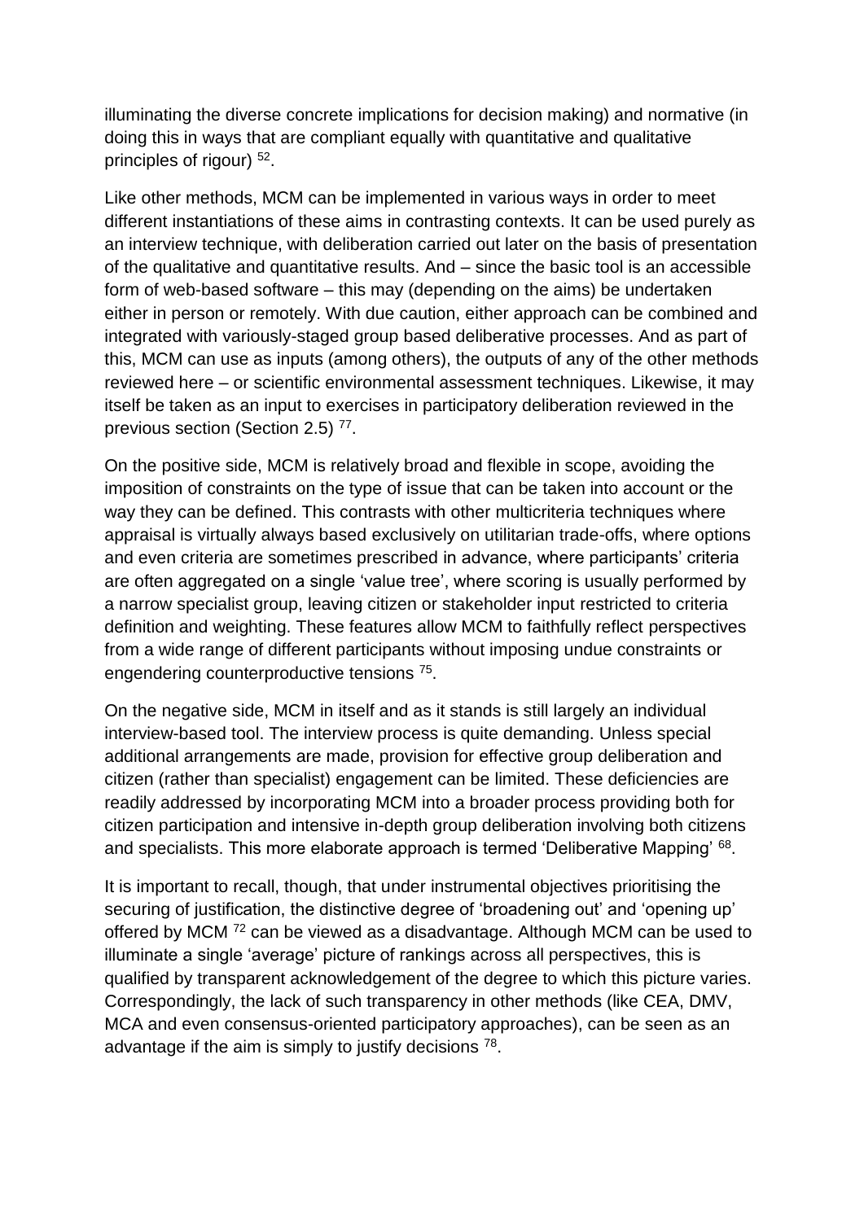illuminating the diverse concrete implications for decision making) and normative (in doing this in ways that are compliant equally with quantitative and qualitative principles of rigour) [52].

Like other methods, MCM can be implemented in various ways in order to meet different instantiations of these aims in contrasting contexts. It can be used purely as an interview technique, with deliberation carried out later on the basis of presentation of the qualitative and quantitative results. And – since the basic tool is an accessible form of web-based software – this may (depending on the aims) be undertaken either in person or remotely. With due caution, either approach can be combined and integrated with variously-staged group based deliberative processes. And as part of this, MCM can use as inputs (among others), the outputs of any of the other methods reviewed here – or scientific environmental assessment techniques. Likewise, it may itself be taken as an input to exercises in participatory deliberation reviewed in the previous section (Section 2.5) [77].

On the positive side, MCM is relatively broad and flexible in scope, avoiding the imposition of constraints on the type of issue that can be taken into account or the way they can be defined. This contrasts with other multicriteria techniques where appraisal is virtually always based exclusively on utilitarian trade-offs, where options and even criteria are sometimes prescribed in advance, where participants' criteria are often aggregated on a single 'value tree', where scoring is usually performed by a narrow specialist group, leaving citizen or stakeholder input restricted to criteria definition and weighting. These features allow MCM to faithfully reflect perspectives from a wide range of different participants without imposing undue constraints or engendering counterproductive tensions [75].

On the negative side, MCM in itself and as it stands is still largely an individual interview-based tool. The interview process is quite demanding. Unless special additional arrangements are made, provision for effective group deliberation and citizen (rather than specialist) engagement can be limited. These deficiencies are readily addressed by incorporating MCM into a broader process providing both for citizen participation and intensive in-depth group deliberation involving both citizens and specialists. This more elaborate approach is termed 'Deliberative Mapping' [68].

It is important to recall, though, that under instrumental objectives prioritising the securing of justification, the distinctive degree of 'broadening out' and 'opening up' offered by MCM [72] can be viewed as a disadvantage. Although MCM can be used to illuminate a single 'average' picture of rankings across all perspectives, this is qualified by transparent acknowledgement of the degree to which this picture varies. Correspondingly, the lack of such transparency in other methods (like CEA, DMV, MCA and even consensus-oriented participatory approaches), can be seen as an advantage if the aim is simply to justify decisions [78].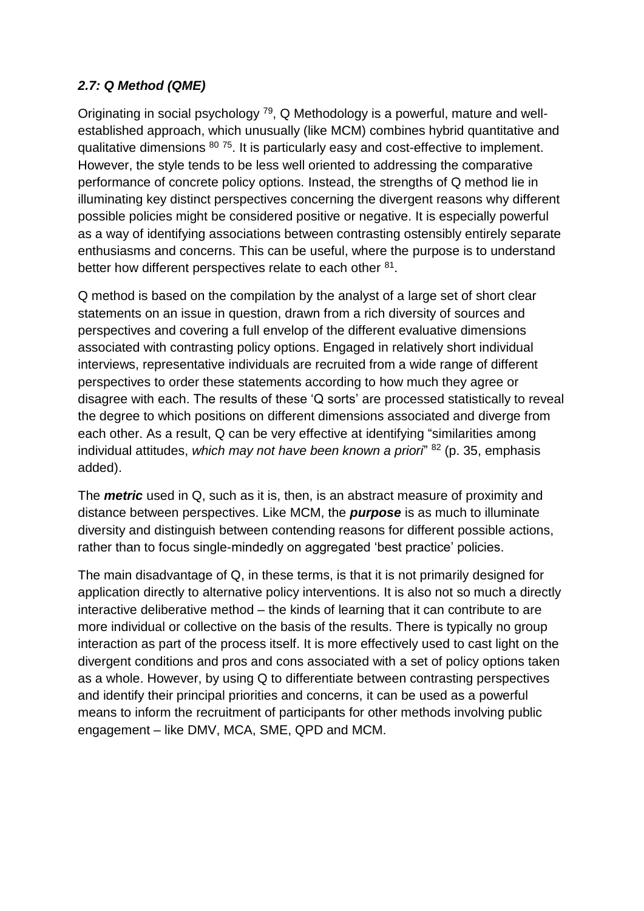### *2.7: Q Method (QME)*

Originating in social psychology [79], Q Methodology is a powerful, mature and well-established approach, which unusually (like MCM) combines hybrid quantitative and qualitative dimensions [80 75]. It is particularly easy and cost-effective to implement. However, the style tends to be less well oriented to addressing the comparative performance of concrete policy options. Instead, the strengths of Q method lie in illuminating key distinct perspectives concerning the divergent reasons why different possible policies might be considered positive or negative. It is especially powerful as a way of identifying associations between contrasting ostensibly entirely separate enthusiasms and concerns. This can be useful, where the purpose is to understand better how different perspectives relate to each other [81].

Q method is based on the compilation by the analyst of a large set of short clear statements on an issue in question, drawn from a rich diversity of sources and perspectives and covering a full envelop of the different evaluative dimensions associated with contrasting policy options. Engaged in relatively short individual interviews, representative individuals are recruited from a wide range of different perspectives to order these statements according to how much they agree or disagree with each. The results of these 'Q sorts' are processed statistically to reveal the degree to which positions on different dimensions associated and diverge from each other. As a result, Q can be very effective at identifying "similarities among individual attitudes, *which may not have been known a priori*" [82] (p. 35, emphasis added).

The ***metric*** used in Q, such as it is, then, is an abstract measure of proximity and distance between perspectives. Like MCM, the ***purpose*** is as much to illuminate diversity and distinguish between contending reasons for different possible actions, rather than to focus single-mindedly on aggregated 'best practice' policies.

The main disadvantage of Q, in these terms, is that it is not primarily designed for application directly to alternative policy interventions. It is also not so much a directly interactive deliberative method – the kinds of learning that it can contribute to are more individual or collective on the basis of the results. There is typically no group interaction as part of the process itself. It is more effectively used to cast light on the divergent conditions and pros and cons associated with a set of policy options taken as a whole. However, by using Q to differentiate between contrasting perspectives and identify their principal priorities and concerns, it can be used as a powerful means to inform the recruitment of participants for other methods involving public engagement – like DMV, MCA, SME, QPD and MCM.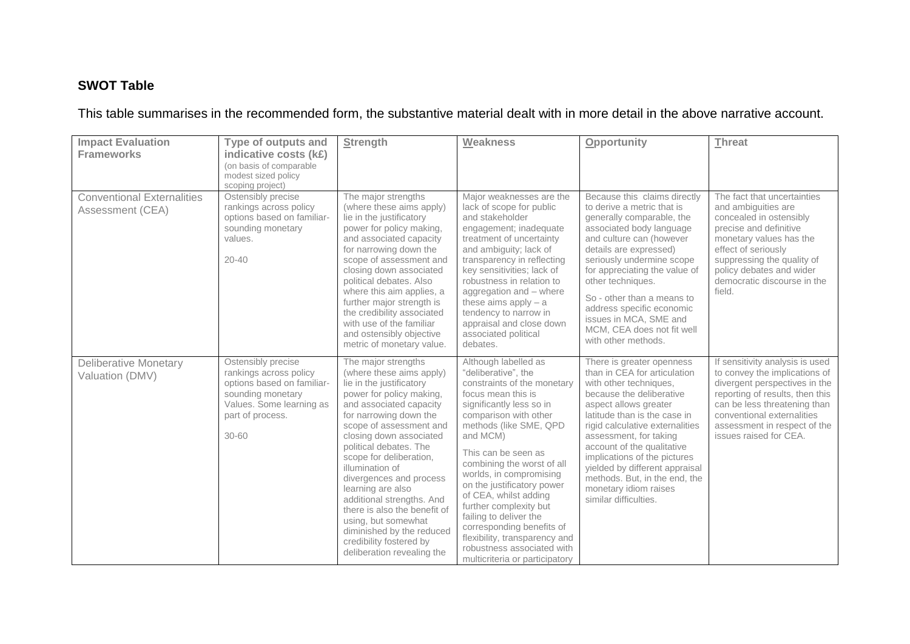**SWOT Table**

This table summarises in the recommended form, the substantive material dealt with in more detail in the above narrative account.

| Impact Evaluation Frameworks | Type of outputs and indicative costs (k£) (on basis of comparable modest sized policy scoping project) | **S**trength | **W**eakness | **O**pportunity | **T**hreat |
|---|---|---|---|---|---|
| Conventional Externalities Assessment (CEA) | Ostensibly precise rankings across policy options based on familiar-sounding monetary values.<br><br>20-40 | The major strengths (where these aims apply) lie in the justificatory power for policy making, and associated capacity for narrowing down the scope of assessment and closing down associated political debates. Also where this aim applies, a further major strength is the credibility associated with use of the familiar and ostensibly objective metric of monetary value. | Major weaknesses are the lack of scope for public and stakeholder engagement; inadequate treatment of uncertainty and ambiguity; lack of transparency in reflecting key sensitivities; lack of robustness in relation to aggregation and – where these aims apply – a tendency to narrow in appraisal and close down associated political debates. | Because this claims directly to derive a metric that is generally comparable, the associated body language and culture can (however details are expressed) seriously undermine scope for appreciating the value of other techniques.<br><br>So - other than a means to address specific economic issues in MCA, SME and MCM, CEA does not fit well with other methods. | The fact that uncertainties and ambiguities are concealed in ostensibly precise and definitive monetary values has the effect of seriously suppressing the quality of policy debates and wider democratic discourse in the field. |
| Deliberative Monetary Valuation (DMV) | Ostensibly precise rankings across policy options based on familiar-sounding monetary Values. Some learning as part of process.<br><br>30-60 | The major strengths (where these aims apply) lie in the justificatory power for policy making, and associated capacity for narrowing down the scope of assessment and closing down associated political debates. The scope for deliberation, illumination of divergences and process learning are also additional strengths. And there is also the benefit of using, but somewhat diminished by the reduced credibility fostered by deliberation revealing the | Although labelled as "deliberative", the constraints of the monetary focus mean this is significantly less so in comparison with other methods (like SME, QPD and MCM)<br><br>This can be seen as combining the worst of all worlds, in compromising on the justificatory power of CEA, whilst adding further complexity but failing to deliver the corresponding benefits of flexibility, transparency and robustness associated with multicriteria or participatory | There is greater openness than in CEA for articulation with other techniques, because the deliberative aspect allows greater latitude than is the case in rigid calculative externalities assessment, for taking account of the qualitative implications of the pictures yielded by different appraisal methods. But, in the end, the monetary idiom raises similar difficulties. | If sensitivity analysis is used to convey the implications of divergent perspectives in the reporting of results, then this can be less threatening than conventional externalities assessment in respect of the issues raised for CEA. |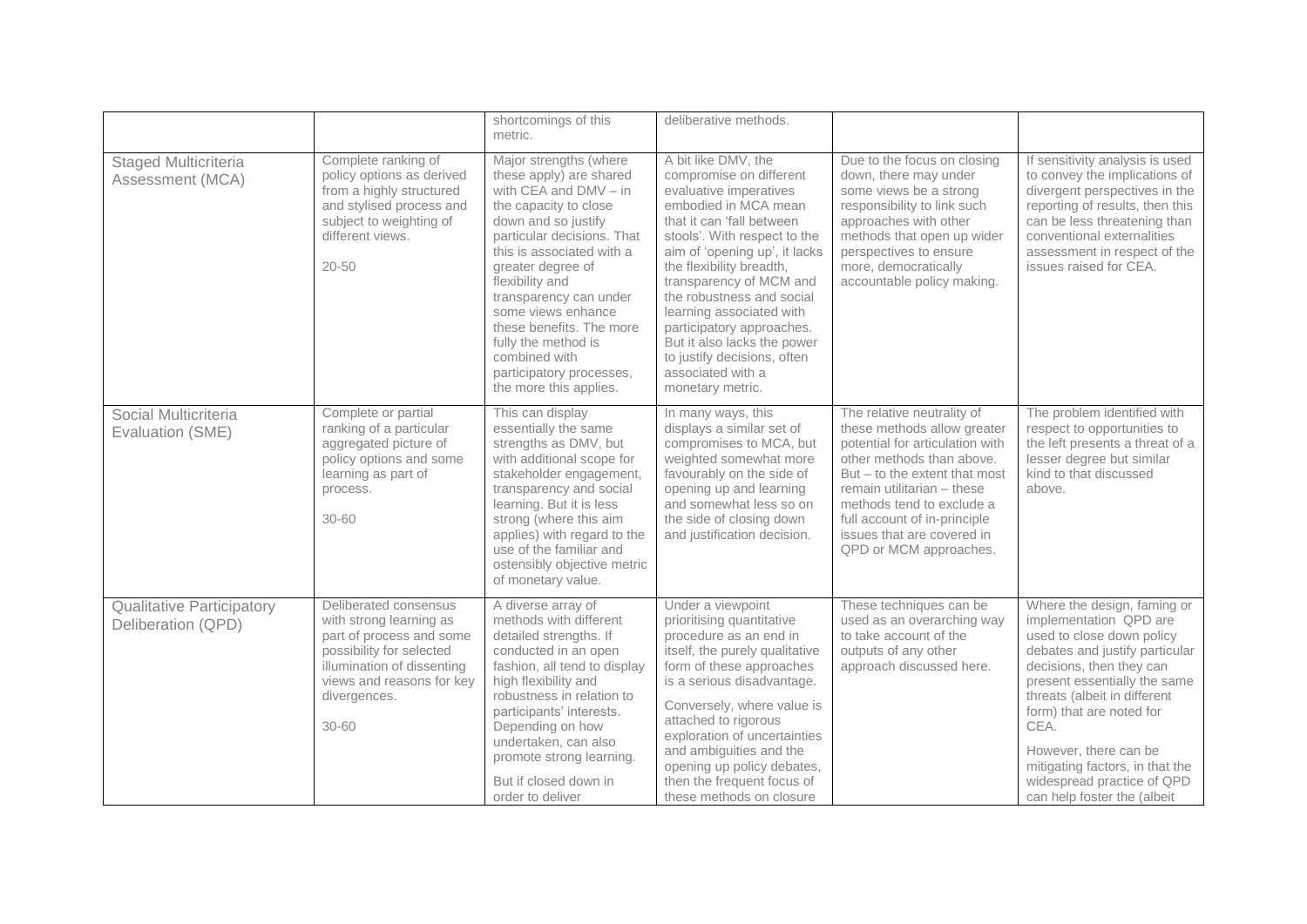| | | shortcomings of this metric. | deliberative methods. | | |
|---|---|---|---|---|---|
| Staged Multicriteria Assessment (MCA) | Complete ranking of policy options as derived from a highly structured and stylised process and subject to weighting of different views.<br><br>20-50 | Major strengths (where these apply) are shared with CEA and DMV – in the capacity to close down and so justify particular decisions. That this is associated with a greater degree of flexibility and transparency can under some views enhance these benefits. The more fully the method is combined with participatory processes, the more this applies. | A bit like DMV, the compromise on different evaluative imperatives embodied in MCA mean that it can 'fall between stools'. With respect to the aim of 'opening up', it lacks the flexibility breadth, transparency of MCM and the robustness and social learning associated with participatory approaches. But it also lacks the power to justify decisions, often associated with a monetary metric. | Due to the focus on closing down, there may under some views be a strong responsibility to link such approaches with other methods that open up wider perspectives to ensure more, democratically accountable policy making. | If sensitivity analysis is used to convey the implications of divergent perspectives in the reporting of results, then this can be less threatening than conventional externalities assessment in respect of the issues raised for CEA. |
| Social Multicriteria Evaluation (SME) | Complete or partial ranking of a particular aggregated picture of policy options and some learning as part of process.<br><br>30-60 | This can display essentially the same strengths as DMV, but with additional scope for stakeholder engagement, transparency and social learning. But it is less strong (where this aim applies) with regard to the use of the familiar and ostensibly objective metric of monetary value. | In many ways, this displays a similar set of compromises to MCA, but weighted somewhat more favourably on the side of opening up and learning and somewhat less so on the side of closing down and justification decision. | The relative neutrality of these methods allow greater potential for articulation with other methods than above. But – to the extent that most remain utilitarian – these methods tend to exclude a full account of in-principle issues that are covered in QPD or MCM approaches. | The problem identified with respect to opportunities to the left presents a threat of a lesser degree but similar kind to that discussed above. |
| Qualitative Participatory Deliberation (QPD) | Deliberated consensus with strong learning as part of process and some possibility for selected illumination of dissenting views and reasons for key divergences.<br><br>30-60 | A diverse array of methods with different detailed strengths. If conducted in an open fashion, all tend to display high flexibility and robustness in relation to participants' interests. Depending on how undertaken, can also promote strong learning.<br><br>But if closed down in order to deliver | Under a viewpoint prioritising quantitative procedure as an end in itself, the purely qualitative form of these approaches is a serious disadvantage.<br><br>Conversely, where value is attached to rigorous exploration of uncertainties and ambiguities and the opening up policy debates, then the frequent focus of these methods on closure | These techniques can be used as an overarching way to take account of the outputs of any other approach discussed here. | Where the design, faming or implementation QPD are used to close down policy debates and justify particular decisions, then they can present essentially the same threats (albeit in different form) that are noted for CEA.<br><br>However, there can be mitigating factors, in that the widespread practice of QPD can help foster the (albeit |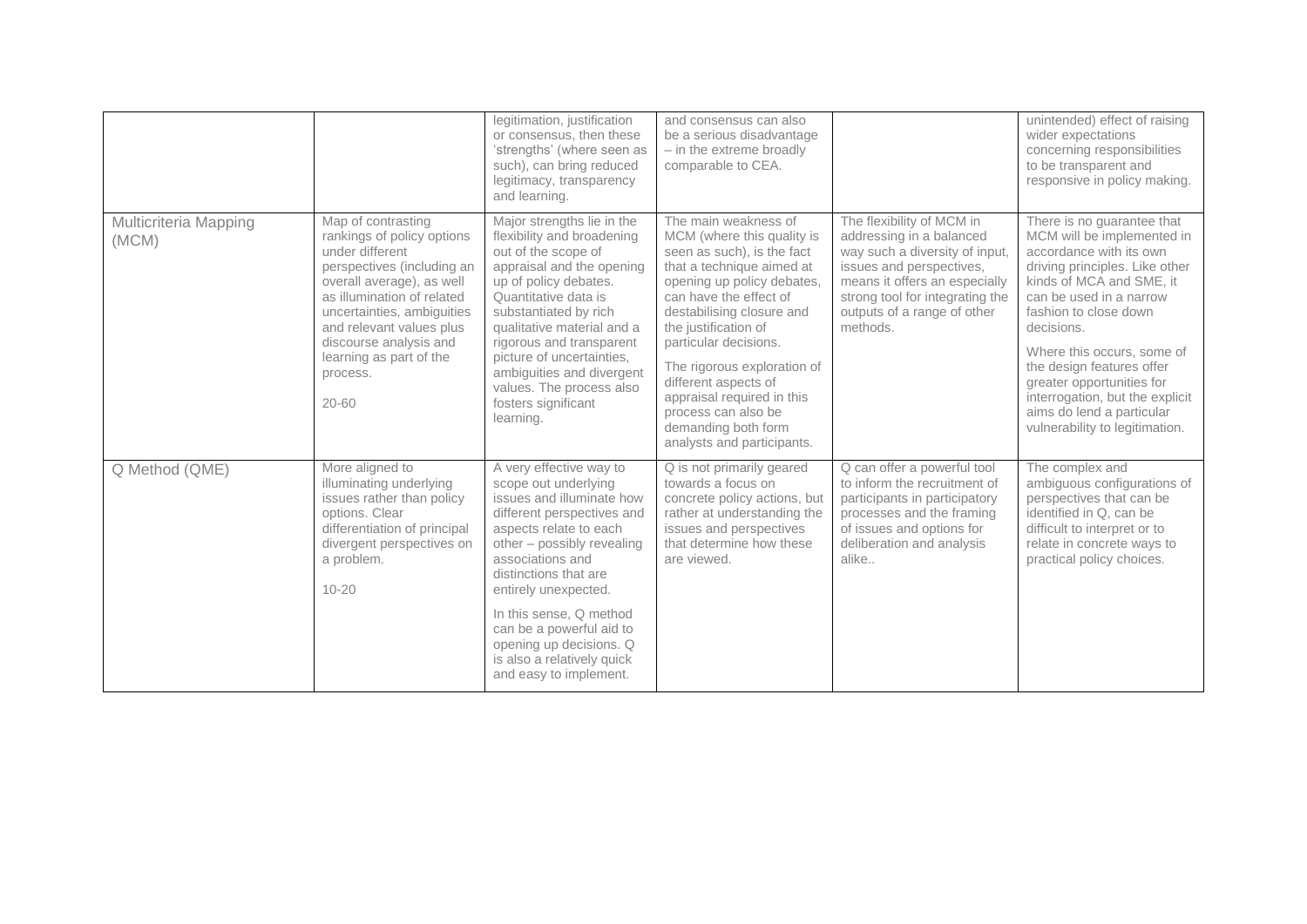| | | | | | |
|---|---|---|---|---|---|
| | | legitimation, justification or consensus, then these 'strengths' (where seen as such), can bring reduced legitimacy, transparency and learning. | and consensus can also be a serious disadvantage – in the extreme broadly comparable to CEA. | | unintended) effect of raising wider expectations concerning responsibilities to be transparent and responsive in policy making. |
| Multicriteria Mapping (MCM) | Map of contrasting rankings of policy options under different perspectives (including an overall average), as well as illumination of related uncertainties, ambiguities and relevant values plus discourse analysis and learning as part of the process.<br><br>20-60 | Major strengths lie in the flexibility and broadening out of the scope of appraisal and the opening up of policy debates. Quantitative data is substantiated by rich qualitative material and a rigorous and transparent picture of uncertainties, ambiguities and divergent values. The process also fosters significant learning. | The main weakness of MCM (where this quality is seen as such), is the fact that a technique aimed at opening up policy debates, can have the effect of destabilising closure and the justification of particular decisions.<br><br>The rigorous exploration of different aspects of appraisal required in this process can also be demanding both form analysts and participants. | The flexibility of MCM in addressing in a balanced way such a diversity of input, issues and perspectives, means it offers an especially strong tool for integrating the outputs of a range of other methods. | There is no guarantee that MCM will be implemented in accordance with its own driving principles. Like other kinds of MCA and SME, it can be used in a narrow fashion to close down decisions.<br><br>Where this occurs, some of the design features offer greater opportunities for interrogation, but the explicit aims do lend a particular vulnerability to legitimation. |
| Q Method (QME) | More aligned to illuminating underlying issues rather than policy options. Clear differentiation of principal divergent perspectives on a problem.<br><br>10-20 | A very effective way to scope out underlying issues and illuminate how different perspectives and aspects relate to each other – possibly revealing associations and distinctions that are entirely unexpected.<br><br>In this sense, Q method can be a powerful aid to opening up decisions. Q is also a relatively quick and easy to implement. | Q is not primarily geared towards a focus on concrete policy actions, but rather at understanding the issues and perspectives that determine how these are viewed. | Q can offer a powerful tool to inform the recruitment of participants in participatory processes and the framing of issues and options for deliberation and analysis alike.. | The complex and ambiguous configurations of perspectives that can be identified in Q, can be difficult to interpret or to relate in concrete ways to practical policy choices. |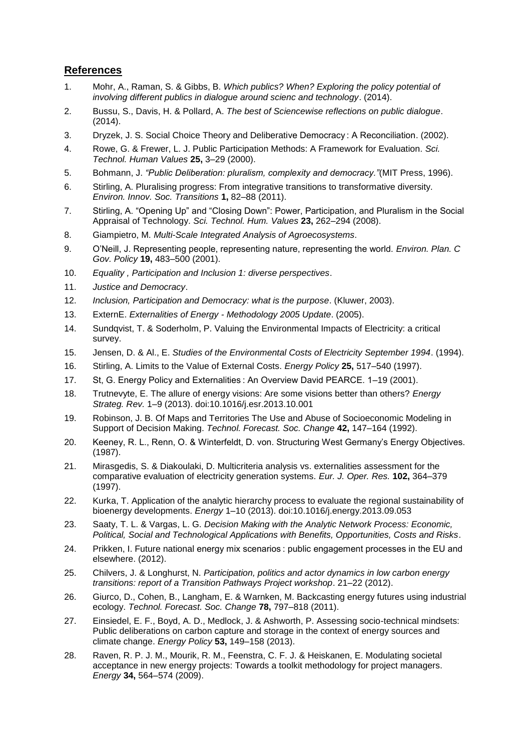## References

1. Mohr, A., Raman, S. & Gibbs, B. *Which publics? When? Exploring the policy potential of involving different publics in dialogue around scienc and technology*. (2014).
2. Bussu, S., Davis, H. & Pollard, A. *The best of Sciencewise reflections on public dialogue*. (2014).
3. Dryzek, J. S. Social Choice Theory and Deliberative Democracy : A Reconciliation. (2002).
4. Rowe, G. & Frewer, L. J. Public Participation Methods: A Framework for Evaluation. *Sci. Technol. Human Values* **25,** 3–29 (2000).
5. Bohmann, J. *"Public Deliberation: pluralism, complexity and democracy."*(MIT Press, 1996).
6. Stirling, A. Pluralising progress: From integrative transitions to transformative diversity. *Environ. Innov. Soc. Transitions* **1,** 82–88 (2011).
7. Stirling, A. "Opening Up" and "Closing Down": Power, Participation, and Pluralism in the Social Appraisal of Technology. *Sci. Technol. Hum. Values* **23,** 262–294 (2008).
8. Giampietro, M. *Multi-Scale Integrated Analysis of Agroecosystems*.
9. O'Neill, J. Representing people, representing nature, representing the world. *Environ. Plan. C Gov. Policy* **19,** 483–500 (2001).
10. *Equality , Participation and Inclusion 1: diverse perspectives*.
11. *Justice and Democracy*.
12. *Inclusion, Participation and Democracy: what is the purpose*. (Kluwer, 2003).
13. ExternE. *Externalities of Energy - Methodology 2005 Update*. (2005).
14. Sundqvist, T. & Soderholm, P. Valuing the Environmental Impacts of Electricity: a critical survey.
15. Jensen, D. & Al., E. *Studies of the Environmental Costs of Electricity September 1994*. (1994).
16. Stirling, A. Limits to the Value of External Costs. *Energy Policy* **25,** 517–540 (1997).
17. St, G. Energy Policy and Externalities : An Overview David PEARCE. 1–19 (2001).
18. Trutnevyte, E. The allure of energy visions: Are some visions better than others? *Energy Strateg. Rev.* 1–9 (2013). doi:10.1016/j.esr.2013.10.001
19. Robinson, J. B. Of Maps and Territories The Use and Abuse of Socioeconomic Modeling in Support of Decision Making. *Technol. Forecast. Soc. Change* **42,** 147–164 (1992).
20. Keeney, R. L., Renn, O. & Winterfeldt, D. von. Structuring West Germany's Energy Objectives. (1987).
21. Mirasgedis, S. & Diakoulaki, D. Multicriteria analysis vs. externalities assessment for the comparative evaluation of electricity generation systems. *Eur. J. Oper. Res.* **102,** 364–379 (1997).
22. Kurka, T. Application of the analytic hierarchy process to evaluate the regional sustainability of bioenergy developments. *Energy* 1–10 (2013). doi:10.1016/j.energy.2013.09.053
23. Saaty, T. L. & Vargas, L. G. *Decision Making with the Analytic Network Process: Economic, Political, Social and Technological Applications with Benefits, Opportunities, Costs and Risks*.
24. Prikken, I. Future national energy mix scenarios : public engagement processes in the EU and elsewhere. (2012).
25. Chilvers, J. & Longhurst, N. *Participation, politics and actor dynamics in low carbon energy transitions: report of a Transition Pathways Project workshop*. 21–22 (2012).
26. Giurco, D., Cohen, B., Langham, E. & Warnken, M. Backcasting energy futures using industrial ecology. *Technol. Forecast. Soc. Change* **78,** 797–818 (2011).
27. Einsiedel, E. F., Boyd, A. D., Medlock, J. & Ashworth, P. Assessing socio-technical mindsets: Public deliberations on carbon capture and storage in the context of energy sources and climate change. *Energy Policy* **53,** 149–158 (2013).
28. Raven, R. P. J. M., Mourik, R. M., Feenstra, C. F. J. & Heiskanen, E. Modulating societal acceptance in new energy projects: Towards a toolkit methodology for project managers. *Energy* **34,** 564–574 (2009).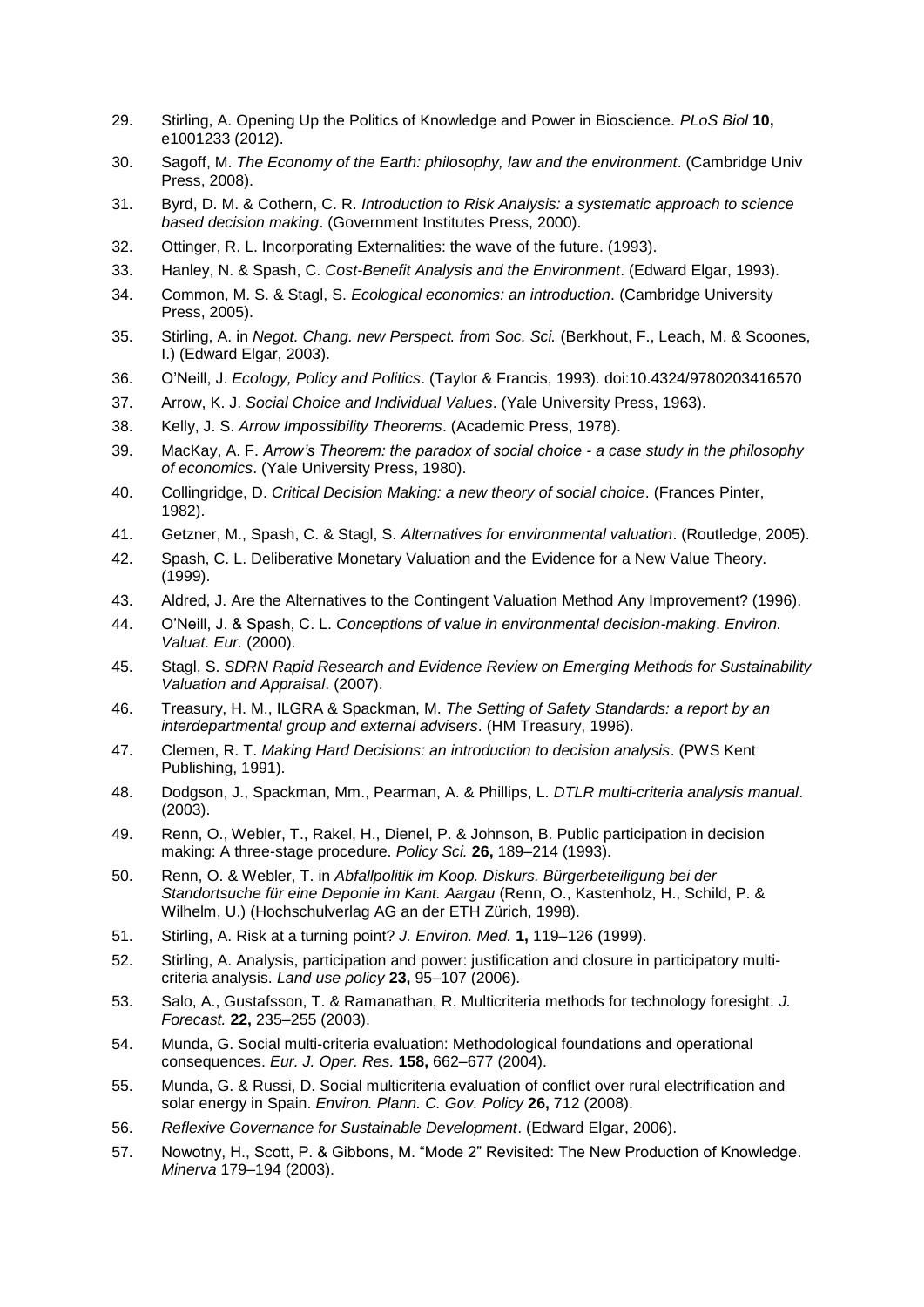29. Stirling, A. Opening Up the Politics of Knowledge and Power in Bioscience. *PLoS Biol* **10,** e1001233 (2012).
30. Sagoff, M. *The Economy of the Earth: philosophy, law and the environment*. (Cambridge Univ Press, 2008).
31. Byrd, D. M. & Cothern, C. R. *Introduction to Risk Analysis: a systematic approach to science based decision making*. (Government Institutes Press, 2000).
32. Ottinger, R. L. Incorporating Externalities: the wave of the future. (1993).
33. Hanley, N. & Spash, C. *Cost-Benefit Analysis and the Environment*. (Edward Elgar, 1993).
34. Common, M. S. & Stagl, S. *Ecological economics: an introduction*. (Cambridge University Press, 2005).
35. Stirling, A. in *Negot. Chang. new Perspect. from Soc. Sci.* (Berkhout, F., Leach, M. & Scoones, I.) (Edward Elgar, 2003).
36. O'Neill, J. *Ecology, Policy and Politics*. (Taylor & Francis, 1993). doi:10.4324/9780203416570
37. Arrow, K. J. *Social Choice and Individual Values*. (Yale University Press, 1963).
38. Kelly, J. S. *Arrow Impossibility Theorems*. (Academic Press, 1978).
39. MacKay, A. F. *Arrow's Theorem: the paradox of social choice - a case study in the philosophy of economics*. (Yale University Press, 1980).
40. Collingridge, D. *Critical Decision Making: a new theory of social choice*. (Frances Pinter, 1982).
41. Getzner, M., Spash, C. & Stagl, S. *Alternatives for environmental valuation*. (Routledge, 2005).
42. Spash, C. L. Deliberative Monetary Valuation and the Evidence for a New Value Theory. (1999).
43. Aldred, J. Are the Alternatives to the Contingent Valuation Method Any Improvement? (1996).
44. O'Neill, J. & Spash, C. L. *Conceptions of value in environmental decision-making*. *Environ. Valuat. Eur.* (2000).
45. Stagl, S. *SDRN Rapid Research and Evidence Review on Emerging Methods for Sustainability Valuation and Appraisal*. (2007).
46. Treasury, H. M., ILGRA & Spackman, M. *The Setting of Safety Standards: a report by an interdepartmental group and external advisers*. (HM Treasury, 1996).
47. Clemen, R. T. *Making Hard Decisions: an introduction to decision analysis*. (PWS Kent Publishing, 1991).
48. Dodgson, J., Spackman, Mm., Pearman, A. & Phillips, L. *DTLR multi-criteria analysis manual*. (2003).
49. Renn, O., Webler, T., Rakel, H., Dienel, P. & Johnson, B. Public participation in decision making: A three-stage procedure. *Policy Sci.* **26,** 189–214 (1993).
50. Renn, O. & Webler, T. in *Abfallpolitik im Koop. Diskurs. Bürgerbeteiligung bei der Standortsuche für eine Deponie im Kant. Aargau* (Renn, O., Kastenholz, H., Schild, P. & Wilhelm, U.) (Hochschulverlag AG an der ETH Zürich, 1998).
51. Stirling, A. Risk at a turning point? *J. Environ. Med.* **1,** 119–126 (1999).
52. Stirling, A. Analysis, participation and power: justification and closure in participatory multi-criteria analysis. *Land use policy* **23,** 95–107 (2006).
53. Salo, A., Gustafsson, T. & Ramanathan, R. Multicriteria methods for technology foresight. *J. Forecast.* **22,** 235–255 (2003).
54. Munda, G. Social multi-criteria evaluation: Methodological foundations and operational consequences. *Eur. J. Oper. Res.* **158,** 662–677 (2004).
55. Munda, G. & Russi, D. Social multicriteria evaluation of conflict over rural electrification and solar energy in Spain. *Environ. Plann. C. Gov. Policy* **26,** 712 (2008).
56. *Reflexive Governance for Sustainable Development*. (Edward Elgar, 2006).
57. Nowotny, H., Scott, P. & Gibbons, M. "Mode 2" Revisited: The New Production of Knowledge. *Minerva* 179–194 (2003).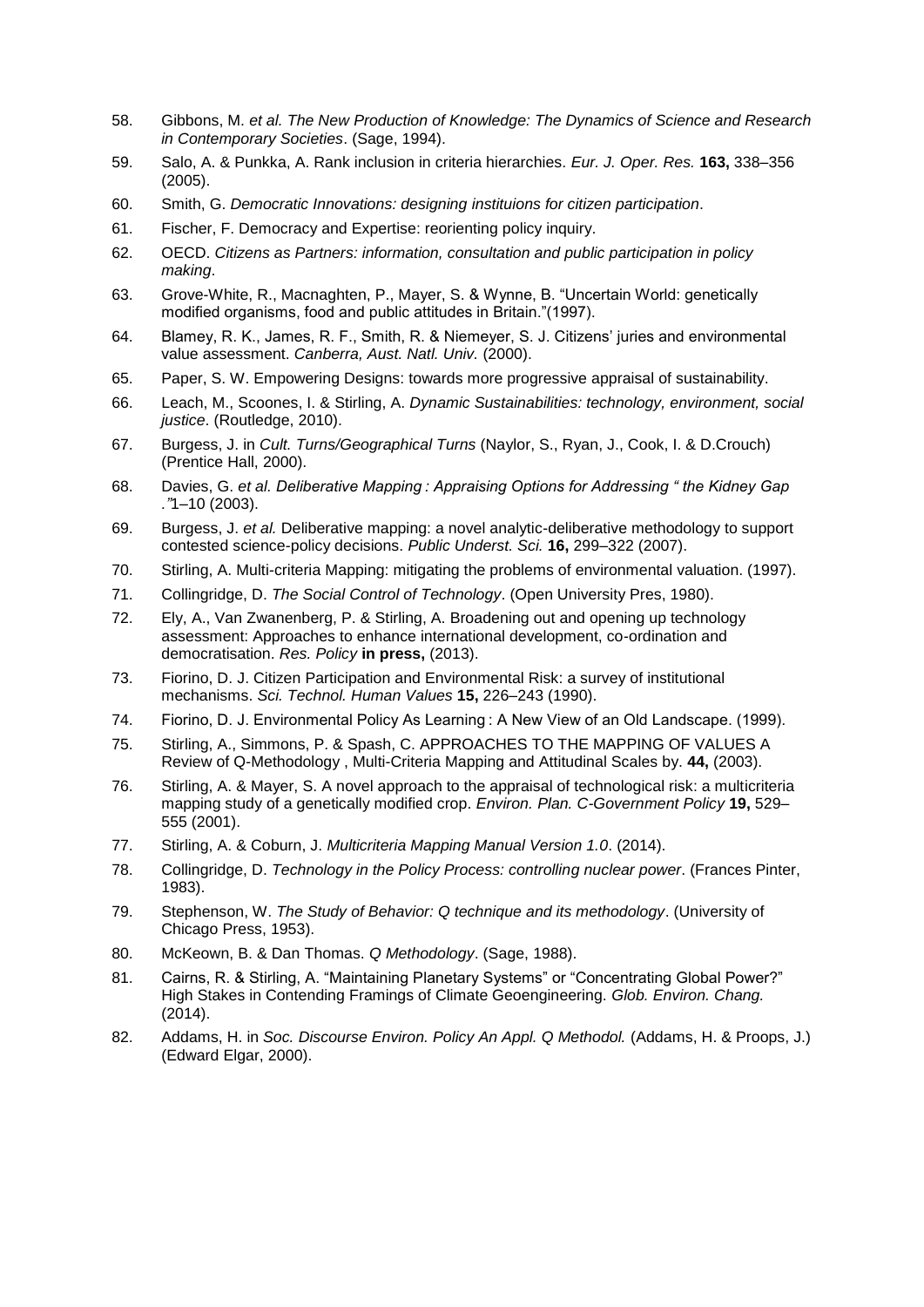58. Gibbons, M. *et al. The New Production of Knowledge: The Dynamics of Science and Research in Contemporary Societies*. (Sage, 1994).
59. Salo, A. & Punkka, A. Rank inclusion in criteria hierarchies. *Eur. J. Oper. Res.* **163,** 338–356 (2005).
60. Smith, G. *Democratic Innovations: designing instituions for citizen participation*.
61. Fischer, F. Democracy and Expertise: reorienting policy inquiry.
62. OECD. *Citizens as Partners: information, consultation and public participation in policy making*.
63. Grove-White, R., Macnaghten, P., Mayer, S. & Wynne, B. "Uncertain World: genetically modified organisms, food and public attitudes in Britain."(1997).
64. Blamey, R. K., James, R. F., Smith, R. & Niemeyer, S. J. Citizens' juries and environmental value assessment. *Canberra, Aust. Natl. Univ.* (2000).
65. Paper, S. W. Empowering Designs: towards more progressive appraisal of sustainability.
66. Leach, M., Scoones, I. & Stirling, A. *Dynamic Sustainabilities: technology, environment, social justice*. (Routledge, 2010).
67. Burgess, J. in *Cult. Turns/Geographical Turns* (Naylor, S., Ryan, J., Cook, I. & D.Crouch) (Prentice Hall, 2000).
68. Davies, G. *et al. Deliberative Mapping : Appraising Options for Addressing " the Kidney Gap ."*1–10 (2003).
69. Burgess, J. *et al.* Deliberative mapping: a novel analytic-deliberative methodology to support contested science-policy decisions. *Public Underst. Sci.* **16,** 299–322 (2007).
70. Stirling, A. Multi-criteria Mapping: mitigating the problems of environmental valuation. (1997).
71. Collingridge, D. *The Social Control of Technology*. (Open University Pres, 1980).
72. Ely, A., Van Zwanenberg, P. & Stirling, A. Broadening out and opening up technology assessment: Approaches to enhance international development, co-ordination and democratisation. *Res. Policy* **in press,** (2013).
73. Fiorino, D. J. Citizen Participation and Environmental Risk: a survey of institutional mechanisms. *Sci. Technol. Human Values* **15,** 226–243 (1990).
74. Fiorino, D. J. Environmental Policy As Learning : A New View of an Old Landscape. (1999).
75. Stirling, A., Simmons, P. & Spash, C. APPROACHES TO THE MAPPING OF VALUES A Review of Q-Methodology , Multi-Criteria Mapping and Attitudinal Scales by. **44,** (2003).
76. Stirling, A. & Mayer, S. A novel approach to the appraisal of technological risk: a multicriteria mapping study of a genetically modified crop. *Environ. Plan. C-Government Policy* **19,** 529–555 (2001).
77. Stirling, A. & Coburn, J. *Multicriteria Mapping Manual Version 1.0*. (2014).
78. Collingridge, D. *Technology in the Policy Process: controlling nuclear power*. (Frances Pinter, 1983).
79. Stephenson, W. *The Study of Behavior: Q technique and its methodology*. (University of Chicago Press, 1953).
80. McKeown, B. & Dan Thomas. *Q Methodology*. (Sage, 1988).
81. Cairns, R. & Stirling, A. "Maintaining Planetary Systems" or "Concentrating Global Power?" High Stakes in Contending Framings of Climate Geoengineering. *Glob. Environ. Chang.* (2014).
82. Addams, H. in *Soc. Discourse Environ. Policy An Appl. Q Methodol.* (Addams, H. & Proops, J.) (Edward Elgar, 2000).